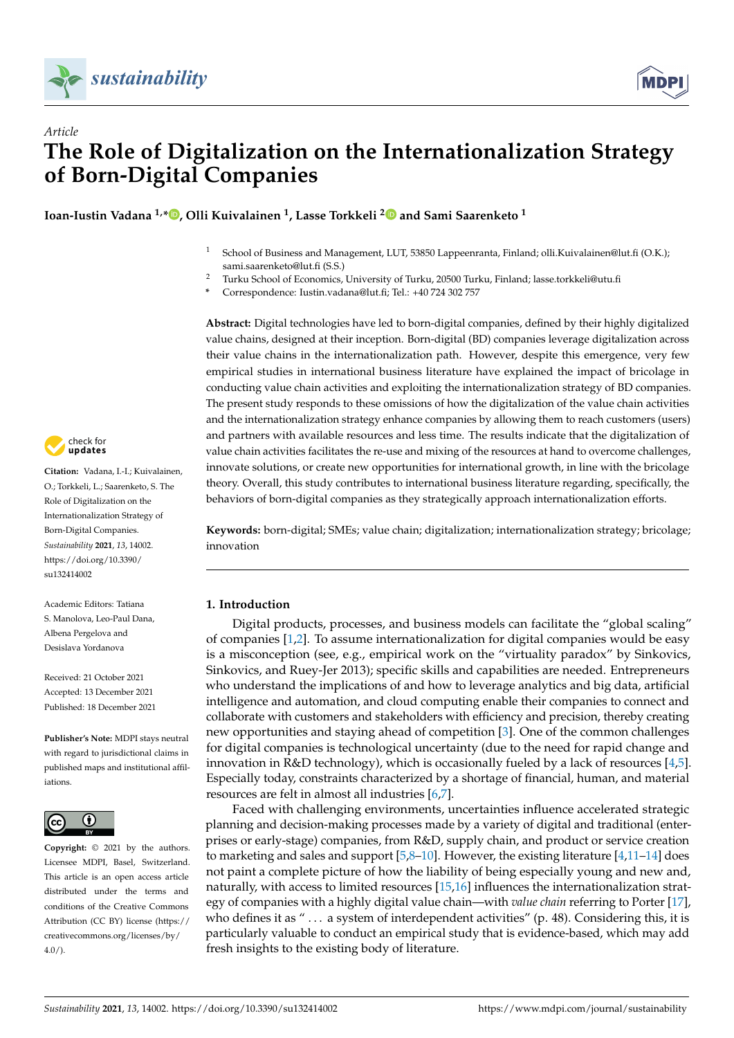*Article*

# The Role of Digitalization on the Internationalization Strategy of Born-Digital Companies

**Ioan-Iustin Vadana [1,*], Olli Kuivalainen [1], Lasse Torkkeli [2] and Sami Saarenketo [1]**

[1] School of Business and Management, LUT, 53850 Lappeenranta, Finland; olli.Kuivalainen@lut.fi (O.K.); sami.saarenketo@lut.fi (S.S.)

[2] Turku School of Economics, University of Turku, 20500 Turku, Finland; lasse.torkkeli@utu.fi

[*] Correspondence: Iustin.vadana@lut.fi; Tel.: +40 724 302 757

**Citation:** Vadana, I.-I.; Kuivalainen, O.; Torkkeli, L.; Saarenketo, S. The Role of Digitalization on the Internationalization Strategy of Born-Digital Companies. *Sustainability* **2021**, *13*, 14002. https://doi.org/10.3390/su132414002

Academic Editors: Tatiana S. Manolova, Leo-Paul Dana, Albena Pergelova and Desislava Yordanova

Received: 21 October 2021
Accepted: 13 December 2021
Published: 18 December 2021

**Publisher's Note:** MDPI stays neutral with regard to jurisdictional claims in published maps and institutional affiliations.

**Copyright:** © 2021 by the authors. Licensee MDPI, Basel, Switzerland. This article is an open access article distributed under the terms and conditions of the Creative Commons Attribution (CC BY) license (https://creativecommons.org/licenses/by/4.0/).

**Abstract:** Digital technologies have led to born-digital companies, defined by their highly digitalized value chains, designed at their inception. Born-digital (BD) companies leverage digitalization across their value chains in the internationalization path. However, despite this emergence, very few empirical studies in international business literature have explained the impact of bricolage in conducting value chain activities and exploiting the internationalization strategy of BD companies. The present study responds to these omissions of how the digitalization of the value chain activities and the internationalization strategy enhance companies by allowing them to reach customers (users) and partners with available resources and less time. The results indicate that the digitalization of value chain activities facilitates the re-use and mixing of the resources at hand to overcome challenges, innovate solutions, or create new opportunities for international growth, in line with the bricolage theory. Overall, this study contributes to international business literature regarding, specifically, the behaviors of born-digital companies as they strategically approach internationalization efforts.

**Keywords:** born-digital; SMEs; value chain; digitalization; internationalization strategy; bricolage; innovation

## 1. Introduction

Digital products, processes, and business models can facilitate the "global scaling" of companies [1,2]. To assume internationalization for digital companies would be easy is a misconception (see, e.g., empirical work on the "virtuality paradox" by Sinkovics, Sinkovics, and Ruey-Jer 2013); specific skills and capabilities are needed. Entrepreneurs who understand the implications of and how to leverage analytics and big data, artificial intelligence and automation, and cloud computing enable their companies to connect and collaborate with customers and stakeholders with efficiency and precision, thereby creating new opportunities and staying ahead of competition [3]. One of the common challenges for digital companies is technological uncertainty (due to the need for rapid change and innovation in R&D technology), which is occasionally fueled by a lack of resources [4,5]. Especially today, constraints characterized by a shortage of financial, human, and material resources are felt in almost all industries [6,7].

Faced with challenging environments, uncertainties influence accelerated strategic planning and decision-making processes made by a variety of digital and traditional (enterprises or early-stage) companies, from R&D, supply chain, and product or service creation to marketing and sales and support [5,8–10]. However, the existing literature [4,11–14] does not paint a complete picture of how the liability of being especially young and new and, naturally, with access to limited resources [15,16] influences the internationalization strategy of companies with a highly digital value chain—with *value chain* referring to Porter [17], who defines it as " ... a system of interdependent activities" (p. 48). Considering this, it is particularly valuable to conduct an empirical study that is evidence-based, which may add fresh insights to the existing body of literature.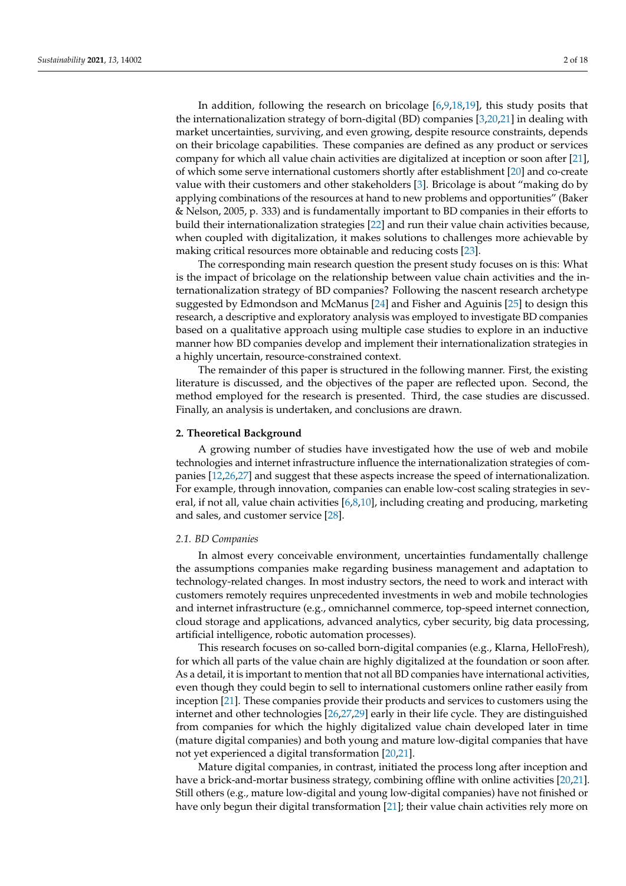In addition, following the research on bricolage [6,9,18,19], this study posits that the internationalization strategy of born-digital (BD) companies [3,20,21] in dealing with market uncertainties, surviving, and even growing, despite resource constraints, depends on their bricolage capabilities. These companies are defined as any product or services company for which all value chain activities are digitalized at inception or soon after [21], of which some serve international customers shortly after establishment [20] and co-create value with their customers and other stakeholders [3]. Bricolage is about "making do by applying combinations of the resources at hand to new problems and opportunities" (Baker & Nelson, 2005, p. 333) and is fundamentally important to BD companies in their efforts to build their internationalization strategies [22] and run their value chain activities because, when coupled with digitalization, it makes solutions to challenges more achievable by making critical resources more obtainable and reducing costs [23].

The corresponding main research question the present study focuses on is this: What is the impact of bricolage on the relationship between value chain activities and the internationalization strategy of BD companies? Following the nascent research archetype suggested by Edmondson and McManus [24] and Fisher and Aguinis [25] to design this research, a descriptive and exploratory analysis was employed to investigate BD companies based on a qualitative approach using multiple case studies to explore in an inductive manner how BD companies develop and implement their internationalization strategies in a highly uncertain, resource-constrained context.

The remainder of this paper is structured in the following manner. First, the existing literature is discussed, and the objectives of the paper are reflected upon. Second, the method employed for the research is presented. Third, the case studies are discussed. Finally, an analysis is undertaken, and conclusions are drawn.

## 2. Theoretical Background

A growing number of studies have investigated how the use of web and mobile technologies and internet infrastructure influence the internationalization strategies of companies [12,26,27] and suggest that these aspects increase the speed of internationalization. For example, through innovation, companies can enable low-cost scaling strategies in several, if not all, value chain activities [6,8,10], including creating and producing, marketing and sales, and customer service [28].

### 2.1. BD Companies

In almost every conceivable environment, uncertainties fundamentally challenge the assumptions companies make regarding business management and adaptation to technology-related changes. In most industry sectors, the need to work and interact with customers remotely requires unprecedented investments in web and mobile technologies and internet infrastructure (e.g., omnichannel commerce, top-speed internet connection, cloud storage and applications, advanced analytics, cyber security, big data processing, artificial intelligence, robotic automation processes).

This research focuses on so-called born-digital companies (e.g., Klarna, HelloFresh), for which all parts of the value chain are highly digitalized at the foundation or soon after. As a detail, it is important to mention that not all BD companies have international activities, even though they could begin to sell to international customers online rather easily from inception [21]. These companies provide their products and services to customers using the internet and other technologies [26,27,29] early in their life cycle. They are distinguished from companies for which the highly digitalized value chain developed later in time (mature digital companies) and both young and mature low-digital companies that have not yet experienced a digital transformation [20,21].

Mature digital companies, in contrast, initiated the process long after inception and have a brick-and-mortar business strategy, combining offline with online activities [20,21]. Still others (e.g., mature low-digital and young low-digital companies) have not finished or have only begun their digital transformation [21]; their value chain activities rely more on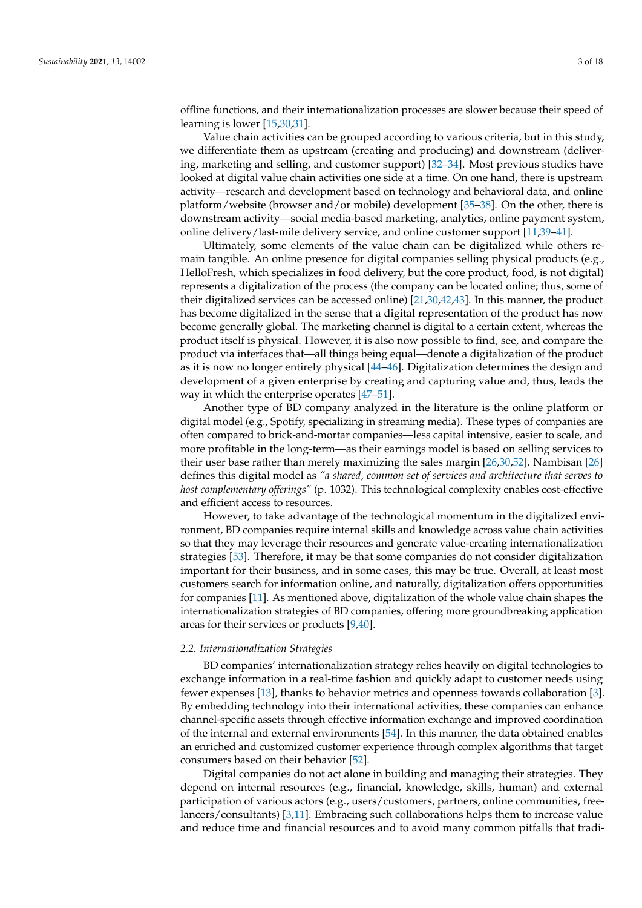offline functions, and their internationalization processes are slower because their speed of learning is lower [15,30,31].

Value chain activities can be grouped according to various criteria, but in this study, we differentiate them as upstream (creating and producing) and downstream (delivering, marketing and selling, and customer support) [32–34]. Most previous studies have looked at digital value chain activities one side at a time. On one hand, there is upstream activity—research and development based on technology and behavioral data, and online platform/website (browser and/or mobile) development [35–38]. On the other, there is downstream activity—social media-based marketing, analytics, online payment system, online delivery/last-mile delivery service, and online customer support [11,39–41].

Ultimately, some elements of the value chain can be digitalized while others remain tangible. An online presence for digital companies selling physical products (e.g., HelloFresh, which specializes in food delivery, but the core product, food, is not digital) represents a digitalization of the process (the company can be located online; thus, some of their digitalized services can be accessed online) [21,30,42,43]. In this manner, the product has become digitalized in the sense that a digital representation of the product has now become generally global. The marketing channel is digital to a certain extent, whereas the product itself is physical. However, it is also now possible to find, see, and compare the product via interfaces that—all things being equal—denote a digitalization of the product as it is now no longer entirely physical [44–46]. Digitalization determines the design and development of a given enterprise by creating and capturing value and, thus, leads the way in which the enterprise operates [47–51].

Another type of BD company analyzed in the literature is the online platform or digital model (e.g., Spotify, specializing in streaming media). These types of companies are often compared to brick-and-mortar companies—less capital intensive, easier to scale, and more profitable in the long-term—as their earnings model is based on selling services to their user base rather than merely maximizing the sales margin [26,30,52]. Nambisan [26] defines this digital model as *"a shared, common set of services and architecture that serves to host complementary offerings"* (p. 1032). This technological complexity enables cost-effective and efficient access to resources.

However, to take advantage of the technological momentum in the digitalized environment, BD companies require internal skills and knowledge across value chain activities so that they may leverage their resources and generate value-creating internationalization strategies [53]. Therefore, it may be that some companies do not consider digitalization important for their business, and in some cases, this may be true. Overall, at least most customers search for information online, and naturally, digitalization offers opportunities for companies [11]. As mentioned above, digitalization of the whole value chain shapes the internationalization strategies of BD companies, offering more groundbreaking application areas for their services or products [9,40].

### *2.2. Internationalization Strategies*

BD companies' internationalization strategy relies heavily on digital technologies to exchange information in a real-time fashion and quickly adapt to customer needs using fewer expenses [13], thanks to behavior metrics and openness towards collaboration [3]. By embedding technology into their international activities, these companies can enhance channel-specific assets through effective information exchange and improved coordination of the internal and external environments [54]. In this manner, the data obtained enables an enriched and customized customer experience through complex algorithms that target consumers based on their behavior [52].

Digital companies do not act alone in building and managing their strategies. They depend on internal resources (e.g., financial, knowledge, skills, human) and external participation of various actors (e.g., users/customers, partners, online communities, freelancers/consultants) [3,11]. Embracing such collaborations helps them to increase value and reduce time and financial resources and to avoid many common pitfalls that tradi-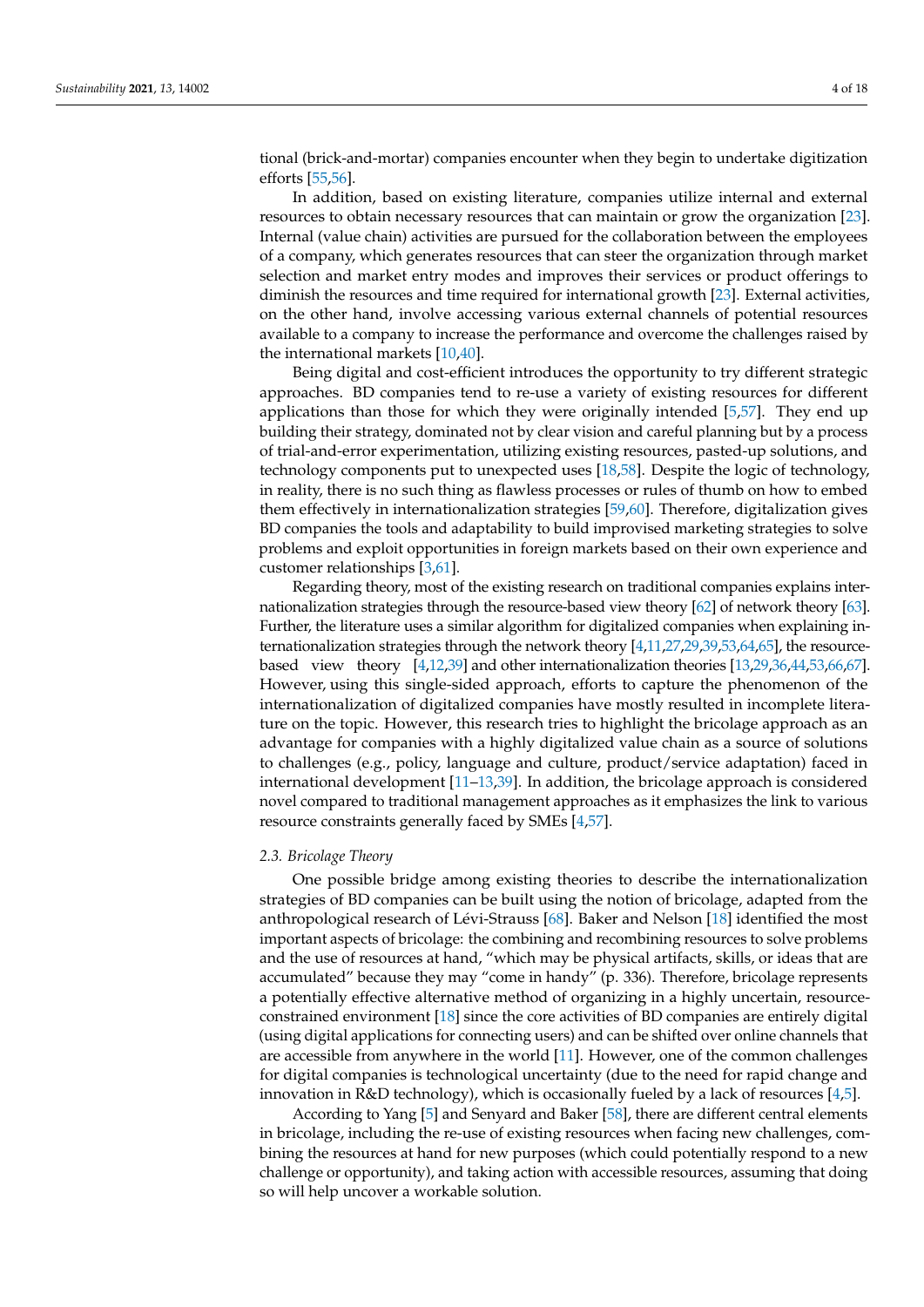tional (brick-and-mortar) companies encounter when they begin to undertake digitization efforts [55,56].

In addition, based on existing literature, companies utilize internal and external resources to obtain necessary resources that can maintain or grow the organization [23]. Internal (value chain) activities are pursued for the collaboration between the employees of a company, which generates resources that can steer the organization through market selection and market entry modes and improves their services or product offerings to diminish the resources and time required for international growth [23]. External activities, on the other hand, involve accessing various external channels of potential resources available to a company to increase the performance and overcome the challenges raised by the international markets [10,40].

Being digital and cost-efficient introduces the opportunity to try different strategic approaches. BD companies tend to re-use a variety of existing resources for different applications than those for which they were originally intended [5,57]. They end up building their strategy, dominated not by clear vision and careful planning but by a process of trial-and-error experimentation, utilizing existing resources, pasted-up solutions, and technology components put to unexpected uses [18,58]. Despite the logic of technology, in reality, there is no such thing as flawless processes or rules of thumb on how to embed them effectively in internationalization strategies [59,60]. Therefore, digitalization gives BD companies the tools and adaptability to build improvised marketing strategies to solve problems and exploit opportunities in foreign markets based on their own experience and customer relationships [3,61].

Regarding theory, most of the existing research on traditional companies explains internationalization strategies through the resource-based view theory [62] of network theory [63]. Further, the literature uses a similar algorithm for digitalized companies when explaining internationalization strategies through the network theory [4,11,27,29,39,53,64,65], the resource-based view theory [4,12,39] and other internationalization theories [13,29,36,44,53,66,67]. However, using this single-sided approach, efforts to capture the phenomenon of the internationalization of digitalized companies have mostly resulted in incomplete literature on the topic. However, this research tries to highlight the bricolage approach as an advantage for companies with a highly digitalized value chain as a source of solutions to challenges (e.g., policy, language and culture, product/service adaptation) faced in international development [11–13,39]. In addition, the bricolage approach is considered novel compared to traditional management approaches as it emphasizes the link to various resource constraints generally faced by SMEs [4,57].

### 2.3. Bricolage Theory

One possible bridge among existing theories to describe the internationalization strategies of BD companies can be built using the notion of bricolage, adapted from the anthropological research of Lévi-Strauss [68]. Baker and Nelson [18] identified the most important aspects of bricolage: the combining and recombining resources to solve problems and the use of resources at hand, "which may be physical artifacts, skills, or ideas that are accumulated" because they may "come in handy" (p. 336). Therefore, bricolage represents a potentially effective alternative method of organizing in a highly uncertain, resource-constrained environment [18] since the core activities of BD companies are entirely digital (using digital applications for connecting users) and can be shifted over online channels that are accessible from anywhere in the world [11]. However, one of the common challenges for digital companies is technological uncertainty (due to the need for rapid change and innovation in R&D technology), which is occasionally fueled by a lack of resources [4,5].

According to Yang [5] and Senyard and Baker [58], there are different central elements in bricolage, including the re-use of existing resources when facing new challenges, combining the resources at hand for new purposes (which could potentially respond to a new challenge or opportunity), and taking action with accessible resources, assuming that doing so will help uncover a workable solution.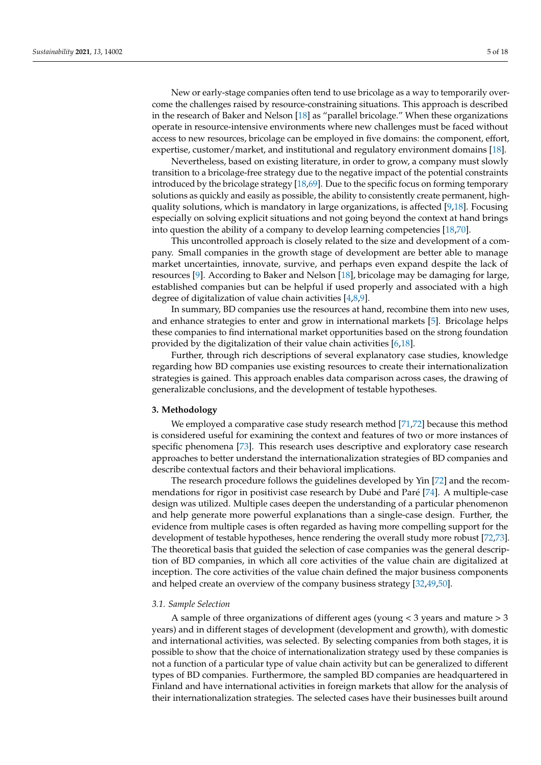New or early-stage companies often tend to use bricolage as a way to temporarily overcome the challenges raised by resource-constraining situations. This approach is described in the research of Baker and Nelson [18] as "parallel bricolage." When these organizations operate in resource-intensive environments where new challenges must be faced without access to new resources, bricolage can be employed in five domains: the component, effort, expertise, customer/market, and institutional and regulatory environment domains [18].

Nevertheless, based on existing literature, in order to grow, a company must slowly transition to a bricolage-free strategy due to the negative impact of the potential constraints introduced by the bricolage strategy [18,69]. Due to the specific focus on forming temporary solutions as quickly and easily as possible, the ability to consistently create permanent, high-quality solutions, which is mandatory in large organizations, is affected [9,18]. Focusing especially on solving explicit situations and not going beyond the context at hand brings into question the ability of a company to develop learning competencies [18,70].

This uncontrolled approach is closely related to the size and development of a company. Small companies in the growth stage of development are better able to manage market uncertainties, innovate, survive, and perhaps even expand despite the lack of resources [9]. According to Baker and Nelson [18], bricolage may be damaging for large, established companies but can be helpful if used properly and associated with a high degree of digitalization of value chain activities [4,8,9].

In summary, BD companies use the resources at hand, recombine them into new uses, and enhance strategies to enter and grow in international markets [5]. Bricolage helps these companies to find international market opportunities based on the strong foundation provided by the digitalization of their value chain activities [6,18].

Further, through rich descriptions of several explanatory case studies, knowledge regarding how BD companies use existing resources to create their internationalization strategies is gained. This approach enables data comparison across cases, the drawing of generalizable conclusions, and the development of testable hypotheses.

## 3. Methodology

We employed a comparative case study research method [71,72] because this method is considered useful for examining the context and features of two or more instances of specific phenomena [73]. This research uses descriptive and exploratory case research approaches to better understand the internationalization strategies of BD companies and describe contextual factors and their behavioral implications.

The research procedure follows the guidelines developed by Yin [72] and the recommendations for rigor in positivist case research by Dubé and Paré [74]. A multiple-case design was utilized. Multiple cases deepen the understanding of a particular phenomenon and help generate more powerful explanations than a single-case design. Further, the evidence from multiple cases is often regarded as having more compelling support for the development of testable hypotheses, hence rendering the overall study more robust [72,73]. The theoretical basis that guided the selection of case companies was the general description of BD companies, in which all core activities of the value chain are digitalized at inception. The core activities of the value chain defined the major business components and helped create an overview of the company business strategy [32,49,50].

### *3.1. Sample Selection*

A sample of three organizations of different ages (young < 3 years and mature > 3 years) and in different stages of development (development and growth), with domestic and international activities, was selected. By selecting companies from both stages, it is possible to show that the choice of internationalization strategy used by these companies is not a function of a particular type of value chain activity but can be generalized to different types of BD companies. Furthermore, the sampled BD companies are headquartered in Finland and have international activities in foreign markets that allow for the analysis of their internationalization strategies. The selected cases have their businesses built around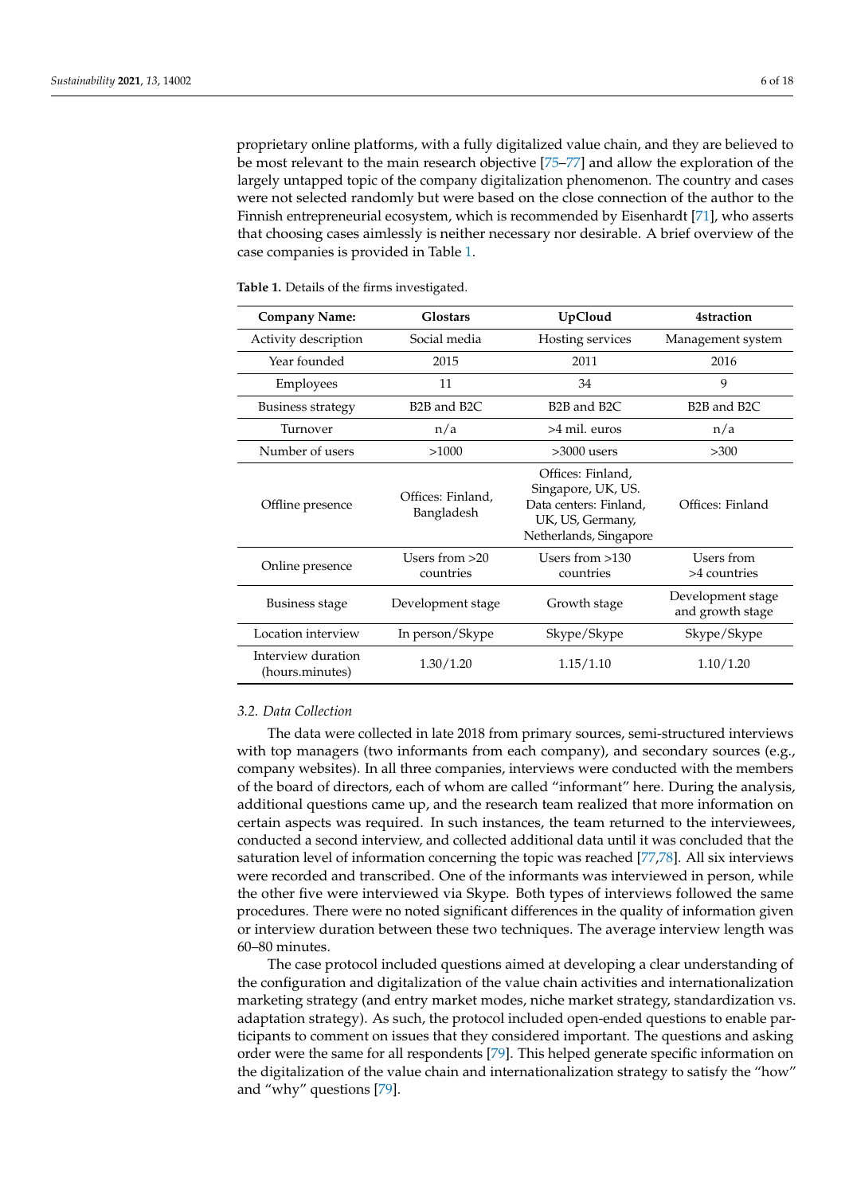proprietary online platforms, with a fully digitalized value chain, and they are believed to be most relevant to the main research objective [75–77] and allow the exploration of the largely untapped topic of the company digitalization phenomenon. The country and cases were not selected randomly but were based on the close connection of the author to the Finnish entrepreneurial ecosystem, which is recommended by Eisenhardt [71], who asserts that choosing cases aimlessly is neither necessary nor desirable. A brief overview of the case companies is provided in Table 1.

**Table 1.** Details of the firms investigated.

| Company Name: | Glostars | UpCloud | 4straction |
|---|---|---|---|
| Activity description | Social media | Hosting services | Management system |
| Year founded | 2015 | 2011 | 2016 |
| Employees | 11 | 34 | 9 |
| Business strategy | B2B and B2C | B2B and B2C | B2B and B2C |
| Turnover | n/a | >4 mil. euros | n/a |
| Number of users | >1000 | >3000 users | >300 |
| Offline presence | Offices: Finland, Bangladesh | Offices: Finland, Singapore, UK, US. Data centers: Finland, UK, US, Germany, Netherlands, Singapore | Offices: Finland |
| Online presence | Users from >20 countries | Users from >130 countries | Users from >4 countries |
| Business stage | Development stage | Growth stage | Development stage and growth stage |
| Location interview | In person/Skype | Skype/Skype | Skype/Skype |
| Interview duration (hours.minutes) | 1.30/1.20 | 1.15/1.10 | 1.10/1.20 |

### 3.2. Data Collection

The data were collected in late 2018 from primary sources, semi-structured interviews with top managers (two informants from each company), and secondary sources (e.g., company websites). In all three companies, interviews were conducted with the members of the board of directors, each of whom are called "informant" here. During the analysis, additional questions came up, and the research team realized that more information on certain aspects was required. In such instances, the team returned to the interviewees, conducted a second interview, and collected additional data until it was concluded that the saturation level of information concerning the topic was reached [77,78]. All six interviews were recorded and transcribed. One of the informants was interviewed in person, while the other five were interviewed via Skype. Both types of interviews followed the same procedures. There were no noted significant differences in the quality of information given or interview duration between these two techniques. The average interview length was 60–80 minutes.

The case protocol included questions aimed at developing a clear understanding of the configuration and digitalization of the value chain activities and internationalization marketing strategy (and entry market modes, niche market strategy, standardization vs. adaptation strategy). As such, the protocol included open-ended questions to enable participants to comment on issues that they considered important. The questions and asking order were the same for all respondents [79]. This helped generate specific information on the digitalization of the value chain and internationalization strategy to satisfy the "how" and "why" questions [79].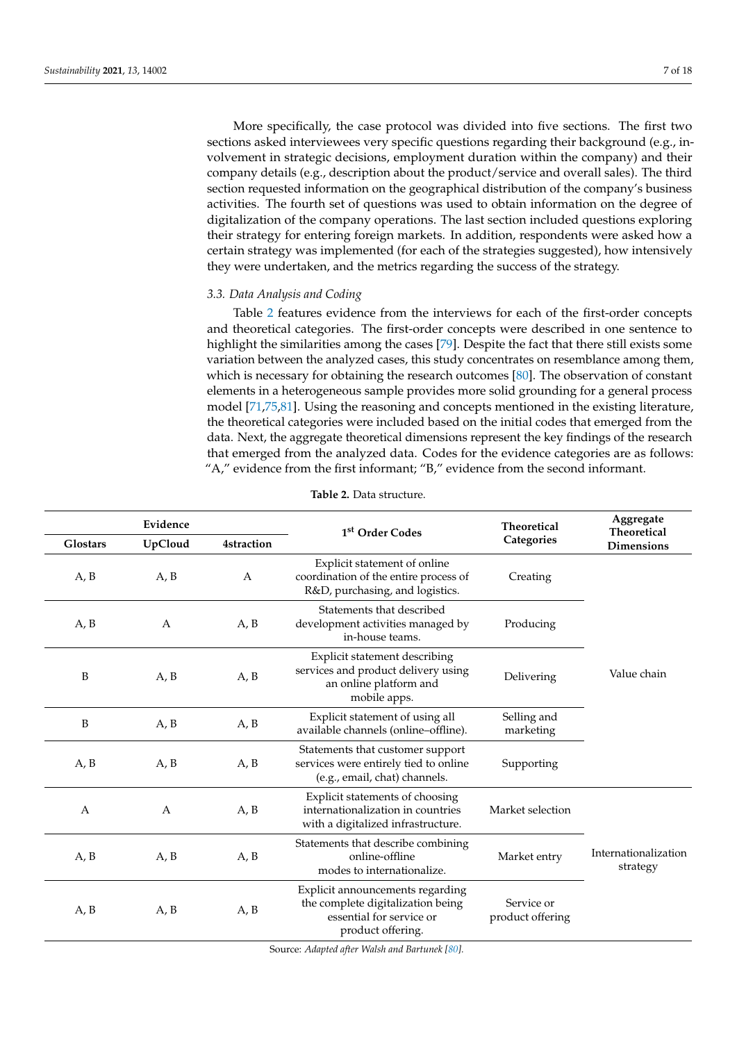More specifically, the case protocol was divided into five sections. The first two sections asked interviewees very specific questions regarding their background (e.g., involvement in strategic decisions, employment duration within the company) and their company details (e.g., description about the product/service and overall sales). The third section requested information on the geographical distribution of the company's business activities. The fourth set of questions was used to obtain information on the degree of digitalization of the company operations. The last section included questions exploring their strategy for entering foreign markets. In addition, respondents were asked how a certain strategy was implemented (for each of the strategies suggested), how intensively they were undertaken, and the metrics regarding the success of the strategy.

### 3.3. Data Analysis and Coding

Table 2 features evidence from the interviews for each of the first-order concepts and theoretical categories. The first-order concepts were described in one sentence to highlight the similarities among the cases [79]. Despite the fact that there still exists some variation between the analyzed cases, this study concentrates on resemblance among them, which is necessary for obtaining the research outcomes [80]. The observation of constant elements in a heterogeneous sample provides more solid grounding for a general process model [71,75,81]. Using the reasoning and concepts mentioned in the existing literature, the theoretical categories were included based on the initial codes that emerged from the data. Next, the aggregate theoretical dimensions represent the key findings of the research that emerged from the analyzed data. Codes for the evidence categories are as follows: "A," evidence from the first informant; "B," evidence from the second informant.

**Table 2.** Data structure.

| Evidence | | | 1st Order Codes | Theoretical Categories | Aggregate Theoretical Dimensions |
|---|---|---|---|---|---|
| Glostars | UpCloud | 4straction | | | |
| A, B | A, B | A | Explicit statement of online coordination of the entire process of R&D, purchasing, and logistics. | Creating | Value chain |
| A, B | A | A, B | Statements that described development activities managed by in-house teams. | Producing | |
| B | A, B | A, B | Explicit statement describing services and product delivery using an online platform and mobile apps. | Delivering | |
| B | A, B | A, B | Explicit statement of using all available channels (online–offline). | Selling and marketing | |
| A, B | A, B | A, B | Statements that customer support services were entirely tied to online (e.g., email, chat) channels. | Supporting | |
| A | A | A, B | Explicit statements of choosing internationalization in countries with a digitalized infrastructure. | Market selection | Internationalization strategy |
| A, B | A, B | A, B | Statements that describe combining online-offline modes to internationalize. | Market entry | |
| A, B | A, B | A, B | Explicit announcements regarding the complete digitalization being essential for service or product offering. | Service or product offering | |

Source: *Adapted after Walsh and Bartunek [80].*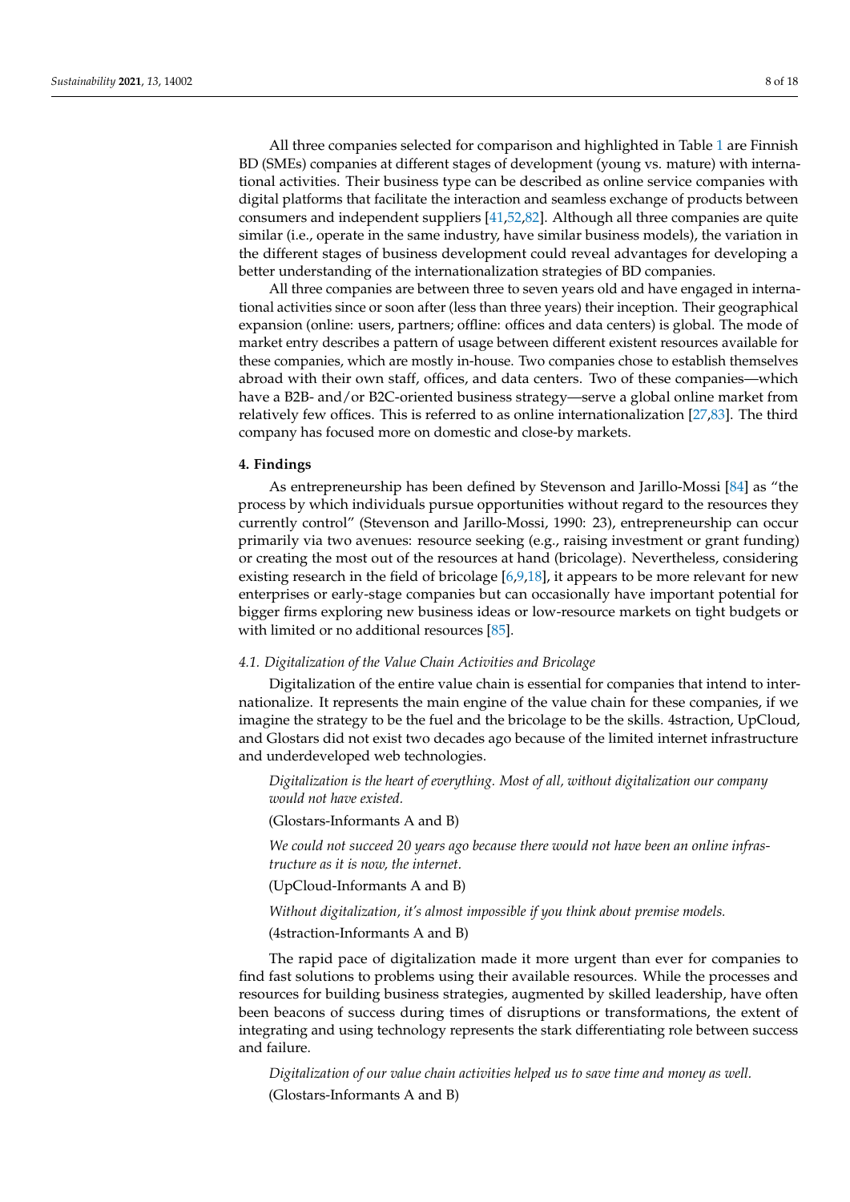All three companies selected for comparison and highlighted in Table 1 are Finnish BD (SMEs) companies at different stages of development (young vs. mature) with international activities. Their business type can be described as online service companies with digital platforms that facilitate the interaction and seamless exchange of products between consumers and independent suppliers [41,52,82]. Although all three companies are quite similar (i.e., operate in the same industry, have similar business models), the variation in the different stages of business development could reveal advantages for developing a better understanding of the internationalization strategies of BD companies.

All three companies are between three to seven years old and have engaged in international activities since or soon after (less than three years) their inception. Their geographical expansion (online: users, partners; offline: offices and data centers) is global. The mode of market entry describes a pattern of usage between different existent resources available for these companies, which are mostly in-house. Two companies chose to establish themselves abroad with their own staff, offices, and data centers. Two of these companies—which have a B2B- and/or B2C-oriented business strategy—serve a global online market from relatively few offices. This is referred to as online internationalization [27,83]. The third company has focused more on domestic and close-by markets.

## 4. Findings

As entrepreneurship has been defined by Stevenson and Jarillo-Mossi [84] as "the process by which individuals pursue opportunities without regard to the resources they currently control" (Stevenson and Jarillo-Mossi, 1990: 23), entrepreneurship can occur primarily via two avenues: resource seeking (e.g., raising investment or grant funding) or creating the most out of the resources at hand (bricolage). Nevertheless, considering existing research in the field of bricolage [6,9,18], it appears to be more relevant for new enterprises or early-stage companies but can occasionally have important potential for bigger firms exploring new business ideas or low-resource markets on tight budgets or with limited or no additional resources [85].

### *4.1. Digitalization of the Value Chain Activities and Bricolage*

Digitalization of the entire value chain is essential for companies that intend to internationalize. It represents the main engine of the value chain for these companies, if we imagine the strategy to be the fuel and the bricolage to be the skills. 4straction, UpCloud, and Glostars did not exist two decades ago because of the limited internet infrastructure and underdeveloped web technologies.

> *Digitalization is the heart of everything. Most of all, without digitalization our company would not have existed.*
>
> (Glostars-Informants A and B)

> *We could not succeed 20 years ago because there would not have been an online infrastructure as it is now, the internet.*
>
> (UpCloud-Informants A and B)

> *Without digitalization, it's almost impossible if you think about premise models.*
>
> (4straction-Informants A and B)

The rapid pace of digitalization made it more urgent than ever for companies to find fast solutions to problems using their available resources. While the processes and resources for building business strategies, augmented by skilled leadership, have often been beacons of success during times of disruptions or transformations, the extent of integrating and using technology represents the stark differentiating role between success and failure.

> *Digitalization of our value chain activities helped us to save time and money as well.*
>
> (Glostars-Informants A and B)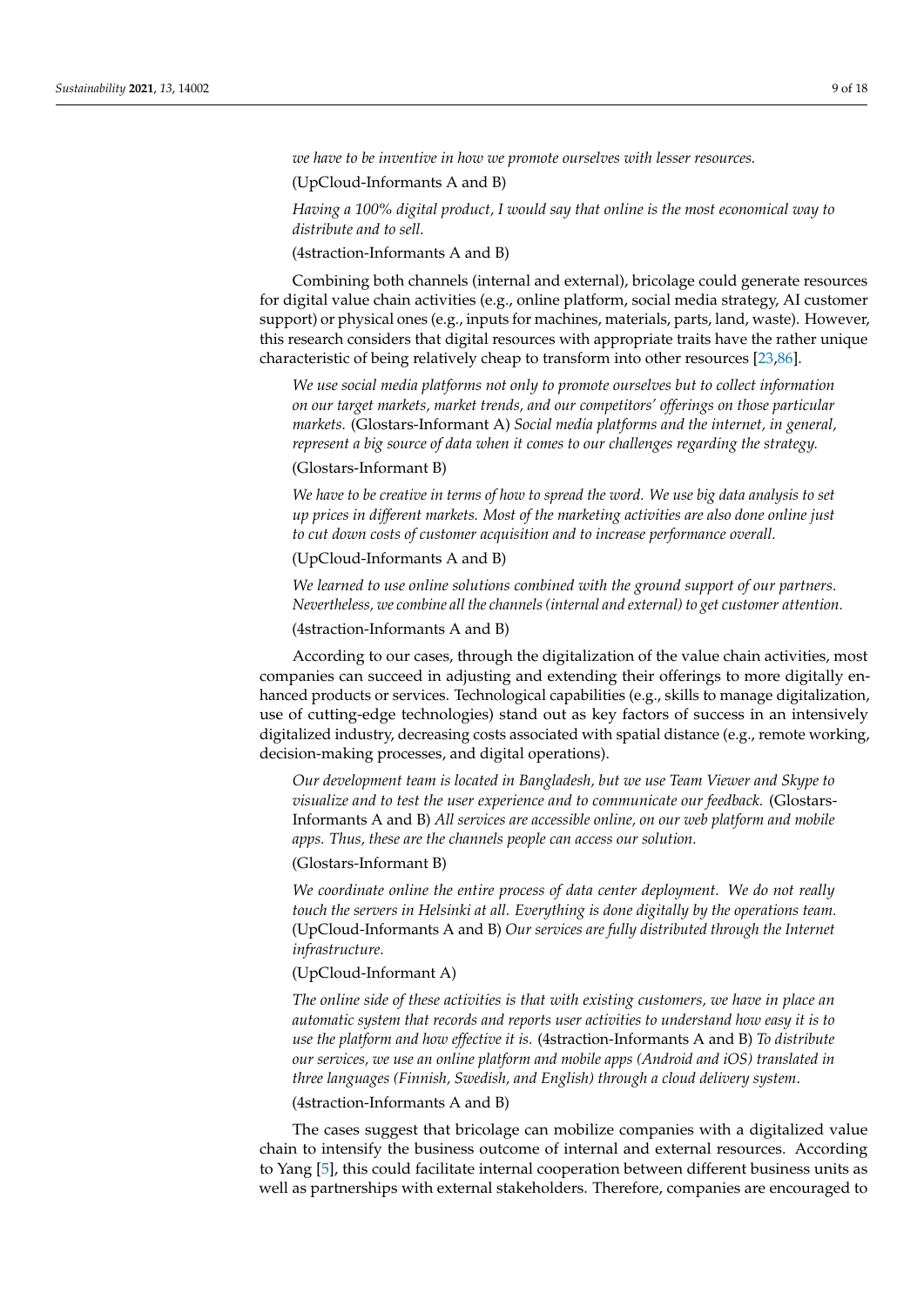*we have to be inventive in how we promote ourselves with lesser resources.*

(UpCloud-Informants A and B)

*Having a 100% digital product, I would say that online is the most economical way to distribute and to sell.*

(4straction-Informants A and B)

Combining both channels (internal and external), bricolage could generate resources for digital value chain activities (e.g., online platform, social media strategy, AI customer support) or physical ones (e.g., inputs for machines, materials, parts, land, waste). However, this research considers that digital resources with appropriate traits have the rather unique characteristic of being relatively cheap to transform into other resources [23,86].

*We use social media platforms not only to promote ourselves but to collect information on our target markets, market trends, and our competitors' offerings on those particular markets.* (Glostars-Informant A) *Social media platforms and the internet, in general, represent a big source of data when it comes to our challenges regarding the strategy.*

(Glostars-Informant B)

*We have to be creative in terms of how to spread the word. We use big data analysis to set up prices in different markets. Most of the marketing activities are also done online just to cut down costs of customer acquisition and to increase performance overall.*

(UpCloud-Informants A and B)

*We learned to use online solutions combined with the ground support of our partners. Nevertheless, we combine all the channels (internal and external) to get customer attention.*

(4straction-Informants A and B)

According to our cases, through the digitalization of the value chain activities, most companies can succeed in adjusting and extending their offerings to more digitally enhanced products or services. Technological capabilities (e.g., skills to manage digitalization, use of cutting-edge technologies) stand out as key factors of success in an intensively digitalized industry, decreasing costs associated with spatial distance (e.g., remote working, decision-making processes, and digital operations).

*Our development team is located in Bangladesh, but we use Team Viewer and Skype to visualize and to test the user experience and to communicate our feedback.* (Glostars-Informants A and B) *All services are accessible online, on our web platform and mobile apps. Thus, these are the channels people can access our solution.*

(Glostars-Informant B)

*We coordinate online the entire process of data center deployment. We do not really touch the servers in Helsinki at all. Everything is done digitally by the operations team.* (UpCloud-Informants A and B) *Our services are fully distributed through the Internet infrastructure.*

(UpCloud-Informant A)

*The online side of these activities is that with existing customers, we have in place an automatic system that records and reports user activities to understand how easy it is to use the platform and how effective it is.* (4straction-Informants A and B) *To distribute our services, we use an online platform and mobile apps (Android and iOS) translated in three languages (Finnish, Swedish, and English) through a cloud delivery system.*

(4straction-Informants A and B)

The cases suggest that bricolage can mobilize companies with a digitalized value chain to intensify the business outcome of internal and external resources. According to Yang [5], this could facilitate internal cooperation between different business units as well as partnerships with external stakeholders. Therefore, companies are encouraged to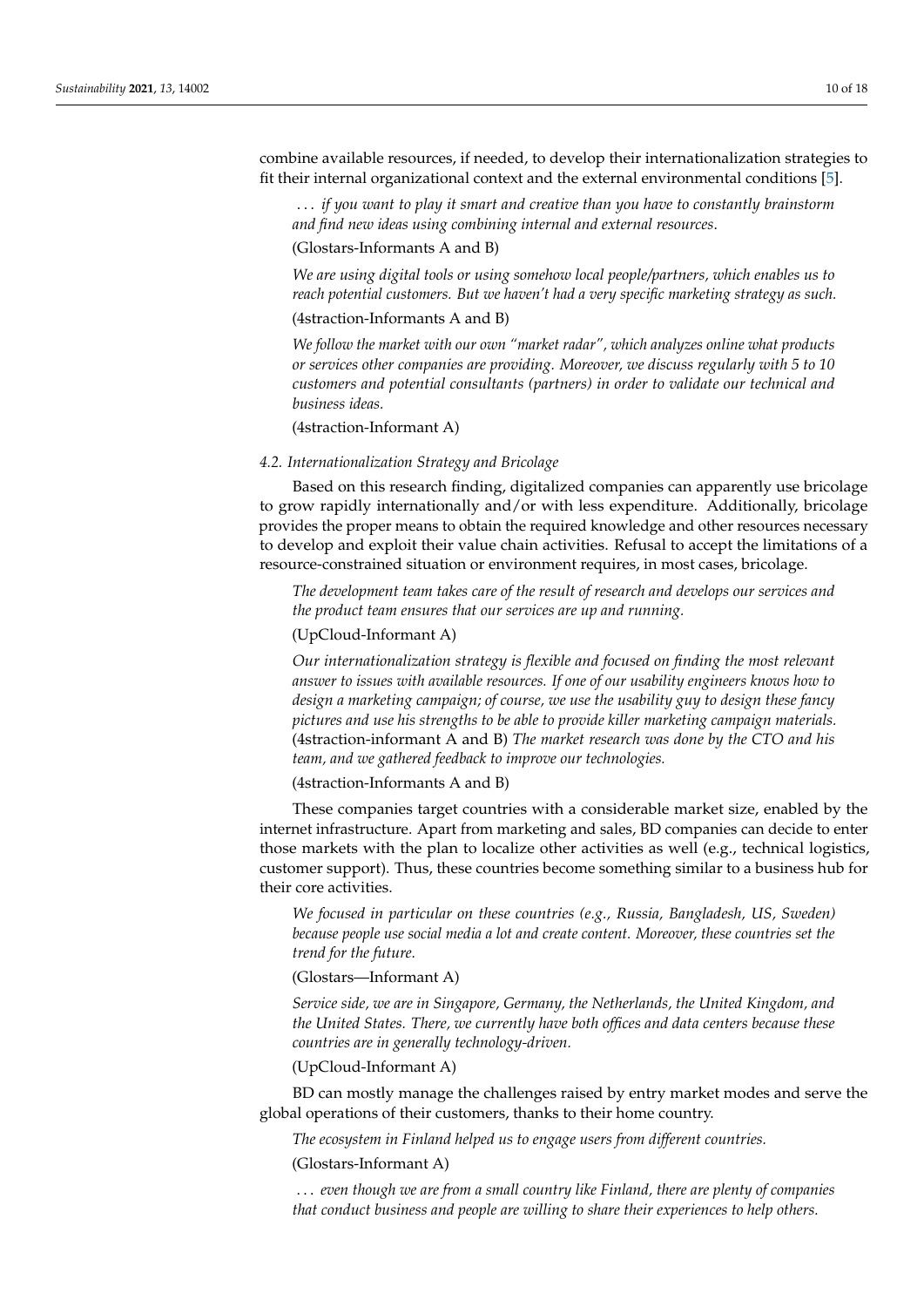combine available resources, if needed, to develop their internationalization strategies to fit their internal organizational context and the external environmental conditions [5].

> *... if you want to play it smart and creative than you have to constantly brainstorm and find new ideas using combining internal and external resources.*
>
> (Glostars-Informants A and B)

> *We are using digital tools or using somehow local people/partners, which enables us to reach potential customers. But we haven't had a very specific marketing strategy as such.*
>
> (4straction-Informants A and B)

> *We follow the market with our own "market radar", which analyzes online what products or services other companies are providing. Moreover, we discuss regularly with 5 to 10 customers and potential consultants (partners) in order to validate our technical and business ideas.*
>
> (4straction-Informant A)

#### 4.2. Internationalization Strategy and Bricolage

Based on this research finding, digitalized companies can apparently use bricolage to grow rapidly internationally and/or with less expenditure. Additionally, bricolage provides the proper means to obtain the required knowledge and other resources necessary to develop and exploit their value chain activities. Refusal to accept the limitations of a resource-constrained situation or environment requires, in most cases, bricolage.

> *The development team takes care of the result of research and develops our services and the product team ensures that our services are up and running.*
>
> (UpCloud-Informant A)

> *Our internationalization strategy is flexible and focused on finding the most relevant answer to issues with available resources. If one of our usability engineers knows how to design a marketing campaign; of course, we use the usability guy to design these fancy pictures and use his strengths to be able to provide killer marketing campaign materials.* (4straction-informant A and B) *The market research was done by the CTO and his team, and we gathered feedback to improve our technologies.*
>
> (4straction-Informants A and B)

These companies target countries with a considerable market size, enabled by the internet infrastructure. Apart from marketing and sales, BD companies can decide to enter those markets with the plan to localize other activities as well (e.g., technical logistics, customer support). Thus, these countries become something similar to a business hub for their core activities.

> *We focused in particular on these countries (e.g., Russia, Bangladesh, US, Sweden) because people use social media a lot and create content. Moreover, these countries set the trend for the future.*
>
> (Glostars—Informant A)

> *Service side, we are in Singapore, Germany, the Netherlands, the United Kingdom, and the United States. There, we currently have both offices and data centers because these countries are in generally technology-driven.*
>
> (UpCloud-Informant A)

BD can mostly manage the challenges raised by entry market modes and serve the global operations of their customers, thanks to their home country.

> *The ecosystem in Finland helped us to engage users from different countries.*
>
> (Glostars-Informant A)

> *... even though we are from a small country like Finland, there are plenty of companies that conduct business and people are willing to share their experiences to help others.*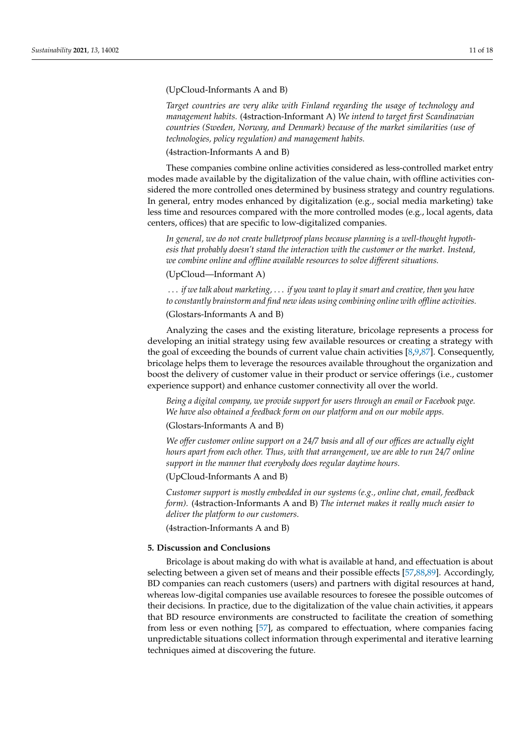(UpCloud-Informants A and B)

*Target countries are very alike with Finland regarding the usage of technology and management habits.* (4straction-Informant A) *We intend to target first Scandinavian countries (Sweden, Norway, and Denmark) because of the market similarities (use of technologies, policy regulation) and management habits.*

(4straction-Informants A and B)

These companies combine online activities considered as less-controlled market entry modes made available by the digitalization of the value chain, with offline activities considered the more controlled ones determined by business strategy and country regulations. In general, entry modes enhanced by digitalization (e.g., social media marketing) take less time and resources compared with the more controlled modes (e.g., local agents, data centers, offices) that are specific to low-digitalized companies.

*In general, we do not create bulletproof plans because planning is a well-thought hypothesis that probably doesn't stand the interaction with the customer or the market. Instead, we combine online and offline available resources to solve different situations.*

(UpCloud—Informant A)

*. . . if we talk about marketing, . . . if you want to play it smart and creative, then you have to constantly brainstorm and find new ideas using combining online with offline activities.*

(Glostars-Informants A and B)

Analyzing the cases and the existing literature, bricolage represents a process for developing an initial strategy using few available resources or creating a strategy with the goal of exceeding the bounds of current value chain activities [8,9,87]. Consequently, bricolage helps them to leverage the resources available throughout the organization and boost the delivery of customer value in their product or service offerings (i.e., customer experience support) and enhance customer connectivity all over the world.

*Being a digital company, we provide support for users through an email or Facebook page. We have also obtained a feedback form on our platform and on our mobile apps.*

(Glostars-Informants A and B)

*We offer customer online support on a 24/7 basis and all of our offices are actually eight hours apart from each other. Thus, with that arrangement, we are able to run 24/7 online support in the manner that everybody does regular daytime hours.*

(UpCloud-Informants A and B)

*Customer support is mostly embedded in our systems (e.g., online chat, email, feedback form).* (4straction-Informants A and B) *The internet makes it really much easier to deliver the platform to our customers.*

(4straction-Informants A and B)

## 5. Discussion and Conclusions

Bricolage is about making do with what is available at hand, and effectuation is about selecting between a given set of means and their possible effects [57,88,89]. Accordingly, BD companies can reach customers (users) and partners with digital resources at hand, whereas low-digital companies use available resources to foresee the possible outcomes of their decisions. In practice, due to the digitalization of the value chain activities, it appears that BD resource environments are constructed to facilitate the creation of something from less or even nothing [57], as compared to effectuation, where companies facing unpredictable situations collect information through experimental and iterative learning techniques aimed at discovering the future.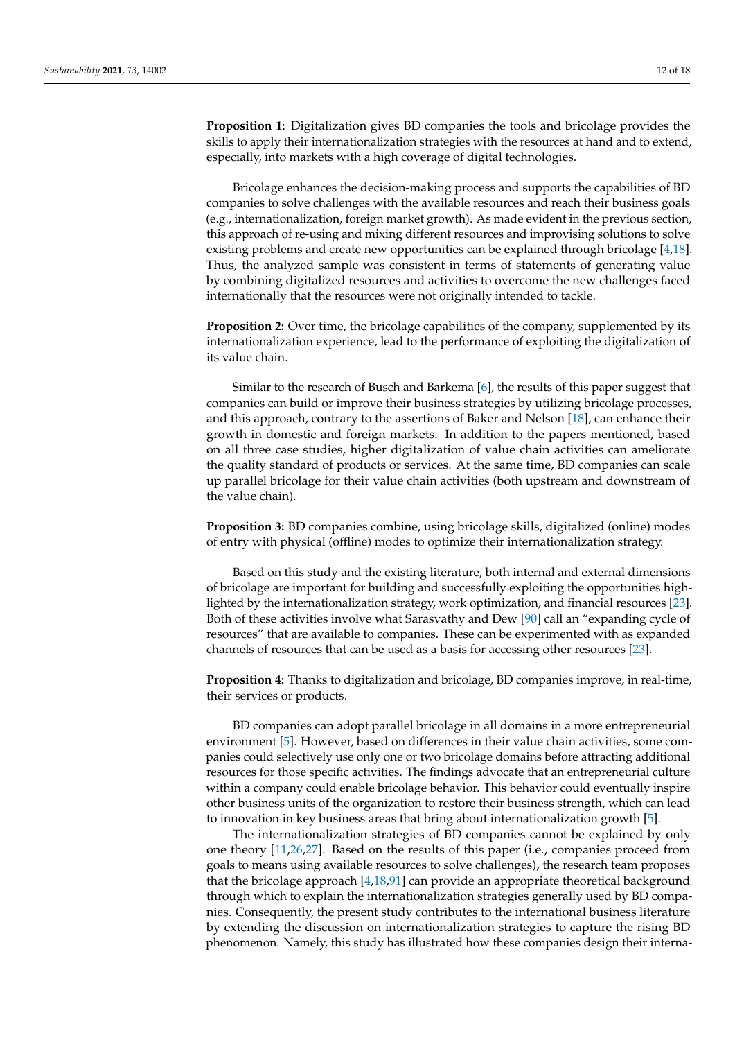**Proposition 1:** Digitalization gives BD companies the tools and bricolage provides the skills to apply their internationalization strategies with the resources at hand and to extend, especially, into markets with a high coverage of digital technologies.

Bricolage enhances the decision-making process and supports the capabilities of BD companies to solve challenges with the available resources and reach their business goals (e.g., internationalization, foreign market growth). As made evident in the previous section, this approach of re-using and mixing different resources and improvising solutions to solve existing problems and create new opportunities can be explained through bricolage [4,18]. Thus, the analyzed sample was consistent in terms of statements of generating value by combining digitalized resources and activities to overcome the new challenges faced internationally that the resources were not originally intended to tackle.

**Proposition 2:** Over time, the bricolage capabilities of the company, supplemented by its internationalization experience, lead to the performance of exploiting the digitalization of its value chain.

Similar to the research of Busch and Barkema [6], the results of this paper suggest that companies can build or improve their business strategies by utilizing bricolage processes, and this approach, contrary to the assertions of Baker and Nelson [18], can enhance their growth in domestic and foreign markets. In addition to the papers mentioned, based on all three case studies, higher digitalization of value chain activities can ameliorate the quality standard of products or services. At the same time, BD companies can scale up parallel bricolage for their value chain activities (both upstream and downstream of the value chain).

**Proposition 3:** BD companies combine, using bricolage skills, digitalized (online) modes of entry with physical (offline) modes to optimize their internationalization strategy.

Based on this study and the existing literature, both internal and external dimensions of bricolage are important for building and successfully exploiting the opportunities highlighted by the internationalization strategy, work optimization, and financial resources [23]. Both of these activities involve what Sarasvathy and Dew [90] call an "expanding cycle of resources" that are available to companies. These can be experimented with as expanded channels of resources that can be used as a basis for accessing other resources [23].

**Proposition 4:** Thanks to digitalization and bricolage, BD companies improve, in real-time, their services or products.

BD companies can adopt parallel bricolage in all domains in a more entrepreneurial environment [5]. However, based on differences in their value chain activities, some companies could selectively use only one or two bricolage domains before attracting additional resources for those specific activities. The findings advocate that an entrepreneurial culture within a company could enable bricolage behavior. This behavior could eventually inspire other business units of the organization to restore their business strength, which can lead to innovation in key business areas that bring about internationalization growth [5].

The internationalization strategies of BD companies cannot be explained by only one theory [11,26,27]. Based on the results of this paper (i.e., companies proceed from goals to means using available resources to solve challenges), the research team proposes that the bricolage approach [4,18,91] can provide an appropriate theoretical background through which to explain the internationalization strategies generally used by BD companies. Consequently, the present study contributes to the international business literature by extending the discussion on internationalization strategies to capture the rising BD phenomenon. Namely, this study has illustrated how these companies design their interna-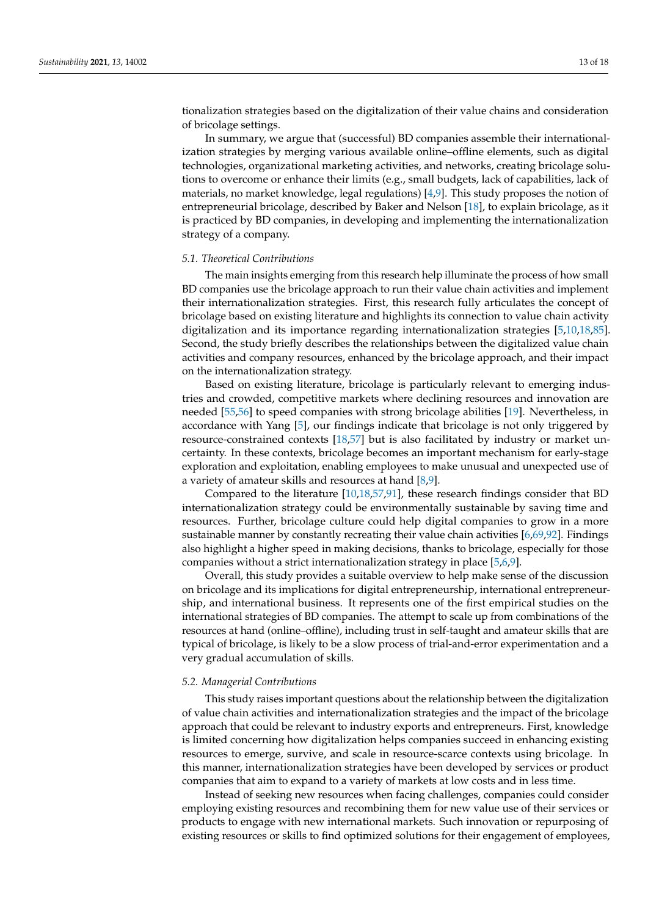tionalization strategies based on the digitalization of their value chains and consideration of bricolage settings.

In summary, we argue that (successful) BD companies assemble their internationalization strategies by merging various available online–offline elements, such as digital technologies, organizational marketing activities, and networks, creating bricolage solutions to overcome or enhance their limits (e.g., small budgets, lack of capabilities, lack of materials, no market knowledge, legal regulations) [4,9]. This study proposes the notion of entrepreneurial bricolage, described by Baker and Nelson [18], to explain bricolage, as it is practiced by BD companies, in developing and implementing the internationalization strategy of a company.

### 5.1. Theoretical Contributions

The main insights emerging from this research help illuminate the process of how small BD companies use the bricolage approach to run their value chain activities and implement their internationalization strategies. First, this research fully articulates the concept of bricolage based on existing literature and highlights its connection to value chain activity digitalization and its importance regarding internationalization strategies [5,10,18,85]. Second, the study briefly describes the relationships between the digitalized value chain activities and company resources, enhanced by the bricolage approach, and their impact on the internationalization strategy.

Based on existing literature, bricolage is particularly relevant to emerging industries and crowded, competitive markets where declining resources and innovation are needed [55,56] to speed companies with strong bricolage abilities [19]. Nevertheless, in accordance with Yang [5], our findings indicate that bricolage is not only triggered by resource-constrained contexts [18,57] but is also facilitated by industry or market uncertainty. In these contexts, bricolage becomes an important mechanism for early-stage exploration and exploitation, enabling employees to make unusual and unexpected use of a variety of amateur skills and resources at hand [8,9].

Compared to the literature [10,18,57,91], these research findings consider that BD internationalization strategy could be environmentally sustainable by saving time and resources. Further, bricolage culture could help digital companies to grow in a more sustainable manner by constantly recreating their value chain activities [6,69,92]. Findings also highlight a higher speed in making decisions, thanks to bricolage, especially for those companies without a strict internationalization strategy in place [5,6,9].

Overall, this study provides a suitable overview to help make sense of the discussion on bricolage and its implications for digital entrepreneurship, international entrepreneurship, and international business. It represents one of the first empirical studies on the international strategies of BD companies. The attempt to scale up from combinations of the resources at hand (online–offline), including trust in self-taught and amateur skills that are typical of bricolage, is likely to be a slow process of trial-and-error experimentation and a very gradual accumulation of skills.

### 5.2. Managerial Contributions

This study raises important questions about the relationship between the digitalization of value chain activities and internationalization strategies and the impact of the bricolage approach that could be relevant to industry exports and entrepreneurs. First, knowledge is limited concerning how digitalization helps companies succeed in enhancing existing resources to emerge, survive, and scale in resource-scarce contexts using bricolage. In this manner, internationalization strategies have been developed by services or product companies that aim to expand to a variety of markets at low costs and in less time.

Instead of seeking new resources when facing challenges, companies could consider employing existing resources and recombining them for new value use of their services or products to engage with new international markets. Such innovation or repurposing of existing resources or skills to find optimized solutions for their engagement of employees,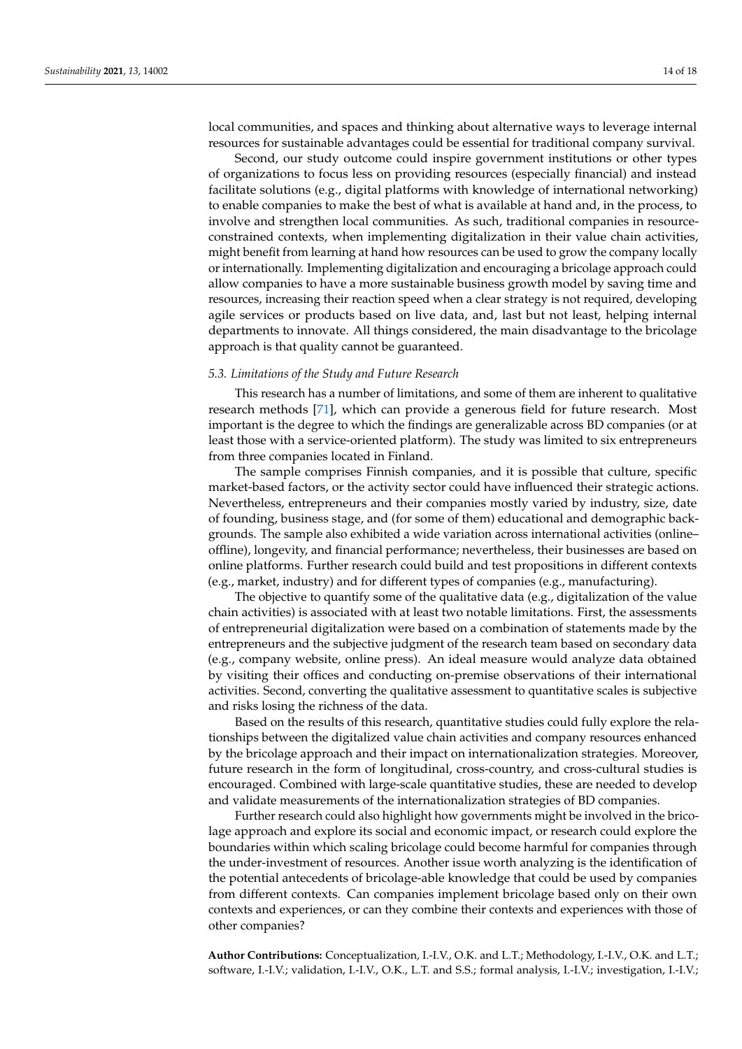local communities, and spaces and thinking about alternative ways to leverage internal resources for sustainable advantages could be essential for traditional company survival.

Second, our study outcome could inspire government institutions or other types of organizations to focus less on providing resources (especially financial) and instead facilitate solutions (e.g., digital platforms with knowledge of international networking) to enable companies to make the best of what is available at hand and, in the process, to involve and strengthen local communities. As such, traditional companies in resource-constrained contexts, when implementing digitalization in their value chain activities, might benefit from learning at hand how resources can be used to grow the company locally or internationally. Implementing digitalization and encouraging a bricolage approach could allow companies to have a more sustainable business growth model by saving time and resources, increasing their reaction speed when a clear strategy is not required, developing agile services or products based on live data, and, last but not least, helping internal departments to innovate. All things considered, the main disadvantage to the bricolage approach is that quality cannot be guaranteed.

### 5.3. Limitations of the Study and Future Research

This research has a number of limitations, and some of them are inherent to qualitative research methods [71], which can provide a generous field for future research. Most important is the degree to which the findings are generalizable across BD companies (or at least those with a service-oriented platform). The study was limited to six entrepreneurs from three companies located in Finland.

The sample comprises Finnish companies, and it is possible that culture, specific market-based factors, or the activity sector could have influenced their strategic actions. Nevertheless, entrepreneurs and their companies mostly varied by industry, size, date of founding, business stage, and (for some of them) educational and demographic backgrounds. The sample also exhibited a wide variation across international activities (online–offline), longevity, and financial performance; nevertheless, their businesses are based on online platforms. Further research could build and test propositions in different contexts (e.g., market, industry) and for different types of companies (e.g., manufacturing).

The objective to quantify some of the qualitative data (e.g., digitalization of the value chain activities) is associated with at least two notable limitations. First, the assessments of entrepreneurial digitalization were based on a combination of statements made by the entrepreneurs and the subjective judgment of the research team based on secondary data (e.g., company website, online press). An ideal measure would analyze data obtained by visiting their offices and conducting on-premise observations of their international activities. Second, converting the qualitative assessment to quantitative scales is subjective and risks losing the richness of the data.

Based on the results of this research, quantitative studies could fully explore the relationships between the digitalized value chain activities and company resources enhanced by the bricolage approach and their impact on internationalization strategies. Moreover, future research in the form of longitudinal, cross-country, and cross-cultural studies is encouraged. Combined with large-scale quantitative studies, these are needed to develop and validate measurements of the internationalization strategies of BD companies.

Further research could also highlight how governments might be involved in the bricolage approach and explore its social and economic impact, or research could explore the boundaries within which scaling bricolage could become harmful for companies through the under-investment of resources. Another issue worth analyzing is the identification of the potential antecedents of bricolage-able knowledge that could be used by companies from different contexts. Can companies implement bricolage based only on their own contexts and experiences, or can they combine their contexts and experiences with those of other companies?

**Author Contributions:** Conceptualization, I.-I.V., O.K. and L.T.; Methodology, I.-I.V., O.K. and L.T.; software, I.-I.V.; validation, I.-I.V., O.K., L.T. and S.S.; formal analysis, I.-I.V.; investigation, I.-I.V.;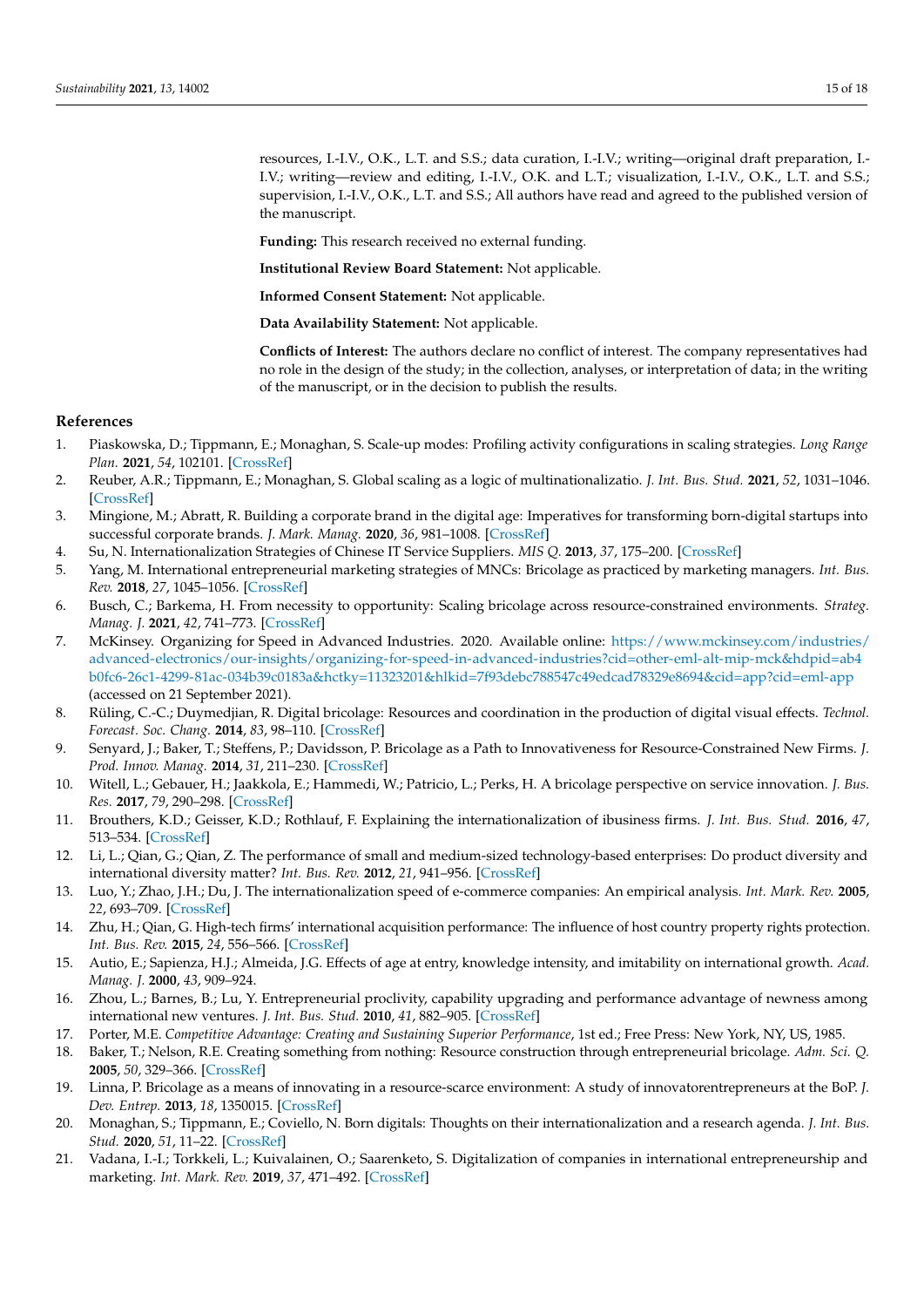resources, I.-I.V., O.K., L.T. and S.S.; data curation, I.-I.V.; writing—original draft preparation, I.-I.V.; writing—review and editing, I.-I.V., O.K. and L.T.; visualization, I.-I.V., O.K., L.T. and S.S.; supervision, I.-I.V., O.K., L.T. and S.S.; All authors have read and agreed to the published version of the manuscript.

**Funding:** This research received no external funding.

**Institutional Review Board Statement:** Not applicable.

**Informed Consent Statement:** Not applicable.

**Data Availability Statement:** Not applicable.

**Conflicts of Interest:** The authors declare no conflict of interest. The company representatives had no role in the design of the study; in the collection, analyses, or interpretation of data; in the writing of the manuscript, or in the decision to publish the results.

## References

1. Piaskowska, D.; Tippmann, E.; Monaghan, S. Scale-up modes: Profiling activity configurations in scaling strategies. *Long Range Plan.* **2021**, *54*, 102101. [CrossRef]
2. Reuber, A.R.; Tippmann, E.; Monaghan, S. Global scaling as a logic of multinationalizatio. *J. Int. Bus. Stud.* **2021**, *52*, 1031–1046. [CrossRef]
3. Mingione, M.; Abratt, R. Building a corporate brand in the digital age: Imperatives for transforming born-digital startups into successful corporate brands. *J. Mark. Manag.* **2020**, *36*, 981–1008. [CrossRef]
4. Su, N. Internationalization Strategies of Chinese IT Service Suppliers. *MIS Q.* **2013**, *37*, 175–200. [CrossRef]
5. Yang, M. International entrepreneurial marketing strategies of MNCs: Bricolage as practiced by marketing managers. *Int. Bus. Rev.* **2018**, *27*, 1045–1056. [CrossRef]
6. Busch, C.; Barkema, H. From necessity to opportunity: Scaling bricolage across resource-constrained environments. *Strateg. Manag. J.* **2021**, *42*, 741–773. [CrossRef]
7. McKinsey. Organizing for Speed in Advanced Industries. 2020. Available online: https://www.mckinsey.com/industries/advanced-electronics/our-insights/organizing-for-speed-in-advanced-industries?cid=other-eml-alt-mip-mck&hdpid=ab4b0fc6-26c1-4299-81ac-034b39c0183a&hctky=11323201&hlkid=7f93debc788547c49edcad78329e8694&cid=app?cid=eml-app (accessed on 21 September 2021).
8. Rüling, C.-C.; Duymedjian, R. Digital bricolage: Resources and coordination in the production of digital visual effects. *Technol. Forecast. Soc. Chang.* **2014**, *83*, 98–110. [CrossRef]
9. Senyard, J.; Baker, T.; Steffens, P.; Davidsson, P. Bricolage as a Path to Innovativeness for Resource-Constrained New Firms. *J. Prod. Innov. Manag.* **2014**, *31*, 211–230. [CrossRef]
10. Witell, L.; Gebauer, H.; Jaakkola, E.; Hammedi, W.; Patricio, L.; Perks, H. A bricolage perspective on service innovation. *J. Bus. Res.* **2017**, *79*, 290–298. [CrossRef]
11. Brouthers, K.D.; Geisser, K.D.; Rothlauf, F. Explaining the internationalization of ibusiness firms. *J. Int. Bus. Stud.* **2016**, *47*, 513–534. [CrossRef]
12. Li, L.; Qian, G.; Qian, Z. The performance of small and medium-sized technology-based enterprises: Do product diversity and international diversity matter? *Int. Bus. Rev.* **2012**, *21*, 941–956. [CrossRef]
13. Luo, Y.; Zhao, J.H.; Du, J. The internationalization speed of e-commerce companies: An empirical analysis. *Int. Mark. Rev.* **2005**, *22*, 693–709. [CrossRef]
14. Zhu, H.; Qian, G. High-tech firms' international acquisition performance: The influence of host country property rights protection. *Int. Bus. Rev.* **2015**, *24*, 556–566. [CrossRef]
15. Autio, E.; Sapienza, H.J.; Almeida, J.G. Effects of age at entry, knowledge intensity, and imitability on international growth. *Acad. Manag. J.* **2000**, *43*, 909–924.
16. Zhou, L.; Barnes, B.; Lu, Y. Entrepreneurial proclivity, capability upgrading and performance advantage of newness among international new ventures. *J. Int. Bus. Stud.* **2010**, *41*, 882–905. [CrossRef]
17. Porter, M.E. *Competitive Advantage: Creating and Sustaining Superior Performance*, 1st ed.; Free Press: New York, NY, US, 1985.
18. Baker, T.; Nelson, R.E. Creating something from nothing: Resource construction through entrepreneurial bricolage. *Adm. Sci. Q.* **2005**, *50*, 329–366. [CrossRef]
19. Linna, P. Bricolage as a means of innovating in a resource-scarce environment: A study of innovatorentrepreneurs at the BoP. *J. Dev. Entrep.* **2013**, *18*, 1350015. [CrossRef]
20. Monaghan, S.; Tippmann, E.; Coviello, N. Born digitals: Thoughts on their internationalization and a research agenda. *J. Int. Bus. Stud.* **2020**, *51*, 11–22. [CrossRef]
21. Vadana, I.-I.; Torkkeli, L.; Kuivalainen, O.; Saarenketo, S. Digitalization of companies in international entrepreneurship and marketing. *Int. Mark. Rev.* **2019**, *37*, 471–492. [CrossRef]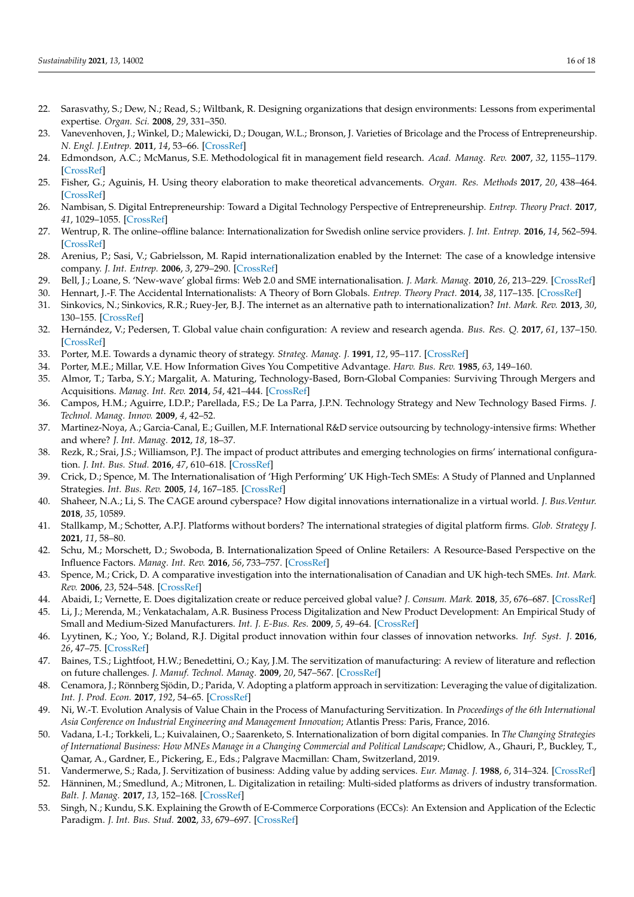22. Sarasvathy, S.; Dew, N.; Read, S.; Wiltbank, R. Designing organizations that design environments: Lessons from experimental expertise. *Organ. Sci.* **2008**, *29*, 331–350.
23. Vanevenhoven, J.; Winkel, D.; Malewicki, D.; Dougan, W.L.; Bronson, J. Varieties of Bricolage and the Process of Entrepreneurship. *N. Engl. J.Entrep.* **2011**, *14*, 53–66. [CrossRef]
24. Edmondson, A.C.; McManus, S.E. Methodological fit in management field research. *Acad. Manag. Rev.* **2007**, *32*, 1155–1179. [CrossRef]
25. Fisher, G.; Aguinis, H. Using theory elaboration to make theoretical advancements. *Organ. Res. Methods* **2017**, *20*, 438–464. [CrossRef]
26. Nambisan, S. Digital Entrepreneurship: Toward a Digital Technology Perspective of Entrepreneurship. *Entrep. Theory Pract.* **2017**, *41*, 1029–1055. [CrossRef]
27. Wentrup, R. The online–offline balance: Internationalization for Swedish online service providers. *J. Int. Entrep.* **2016**, *14*, 562–594. [CrossRef]
28. Arenius, P.; Sasi, V.; Gabrielsson, M. Rapid internationalization enabled by the Internet: The case of a knowledge intensive company. *J. Int. Entrep.* **2006**, *3*, 279–290. [CrossRef]
29. Bell, J.; Loane, S. 'New-wave' global firms: Web 2.0 and SME internationalisation. *J. Mark. Manag.* **2010**, *26*, 213–229. [CrossRef]
30. Hennart, J.-F. The Accidental Internationalists: A Theory of Born Globals. *Entrep. Theory Pract.* **2014**, *38*, 117–135. [CrossRef]
31. Sinkovics, N.; Sinkovics, R.R.; Ruey-Jer, B.J. The internet as an alternative path to internationalization? *Int. Mark. Rev.* **2013**, *30*, 130–155. [CrossRef]
32. Hernández, V.; Pedersen, T. Global value chain configuration: A review and research agenda. *Bus. Res. Q.* **2017**, *61*, 137–150. [CrossRef]
33. Porter, M.E. Towards a dynamic theory of strategy. *Strateg. Manag. J.* **1991**, *12*, 95–117. [CrossRef]
34. Porter, M.E.; Millar, V.E. How Information Gives You Competitive Advantage. *Harv. Bus. Rev.* **1985**, *63*, 149–160.
35. Almor, T.; Tarba, S.Y.; Margalit, A. Maturing, Technology-Based, Born-Global Companies: Surviving Through Mergers and Acquisitions. *Manag. Int. Rev.* **2014**, *54*, 421–444. [CrossRef]
36. Campos, H.M.; Aguirre, I.D.P.; Parellada, F.S.; De La Parra, J.P.N. Technology Strategy and New Technology Based Firms. *J. Technol. Manag. Innov.* **2009**, *4*, 42–52.
37. Martinez-Noya, A.; Garcia-Canal, E.; Guillen, M.F. International R&D service outsourcing by technology-intensive firms: Whether and where? *J. Int. Manag.* **2012**, *18*, 18–37.
38. Rezk, R.; Srai, J.S.; Williamson, P.J. The impact of product attributes and emerging technologies on firms' international configuration. *J. Int. Bus. Stud.* **2016**, *47*, 610–618. [CrossRef]
39. Crick, D.; Spence, M. The Internationalisation of 'High Performing' UK High-Tech SMEs: A Study of Planned and Unplanned Strategies. *Int. Bus. Rev.* **2005**, *14*, 167–185. [CrossRef]
40. Shaheer, N.A.; Li, S. The CAGE around cyberspace? How digital innovations internationalize in a virtual world. *J. Bus.Ventur.* **2018**, *35*, 10589.
41. Stallkamp, M.; Schotter, A.P.J. Platforms without borders? The international strategies of digital platform firms. *Glob. Strategy J.* **2021**, *11*, 58–80.
42. Schu, M.; Morschett, D.; Swoboda, B. Internationalization Speed of Online Retailers: A Resource-Based Perspective on the Influence Factors. *Manag. Int. Rev.* **2016**, *56*, 733–757. [CrossRef]
43. Spence, M.; Crick, D. A comparative investigation into the internationalisation of Canadian and UK high-tech SMEs. *Int. Mark. Rev.* **2006**, *23*, 524–548. [CrossRef]
44. Abaidi, I.; Vernette, E. Does digitalization create or reduce perceived global value? *J. Consum. Mark.* **2018**, *35*, 676–687. [CrossRef]
45. Li, J.; Merenda, M.; Venkatachalam, A.R. Business Process Digitalization and New Product Development: An Empirical Study of Small and Medium-Sized Manufacturers. *Int. J. E-Bus. Res.* **2009**, *5*, 49–64. [CrossRef]
46. Lyytinen, K.; Yoo, Y.; Boland, R.J. Digital product innovation within four classes of innovation networks. *Inf. Syst. J.* **2016**, *26*, 47–75. [CrossRef]
47. Baines, T.S.; Lightfoot, H.W.; Benedettini, O.; Kay, J.M. The servitization of manufacturing: A review of literature and reflection on future challenges. *J. Manuf. Technol. Manag.* **2009**, *20*, 547–567. [CrossRef]
48. Cenamora, J.; Rönnberg Sjödin, D.; Parida, V. Adopting a platform approach in servitization: Leveraging the value of digitalization. *Int. J. Prod. Econ.* **2017**, *192*, 54–65. [CrossRef]
49. Ni, W.-T. Evolution Analysis of Value Chain in the Process of Manufacturing Servitization. In *Proceedings of the 6th International Asia Conference on Industrial Engineering and Management Innovation*; Atlantis Press: Paris, France, 2016.
50. Vadana, I.-I.; Torkkeli, L.; Kuivalainen, O.; Saarenketo, S. Internationalization of born digital companies. In *The Changing Strategies of International Business: How MNEs Manage in a Changing Commercial and Political Landscape*; Chidlow, A., Ghauri, P., Buckley, T., Qamar, A., Gardner, E., Pickering, E., Eds.; Palgrave Macmillan: Cham, Switzerland, 2019.
51. Vandermerwe, S.; Rada, J. Servitization of business: Adding value by adding services. *Eur. Manag. J.* **1988**, *6*, 314–324. [CrossRef]
52. Hänninen, M.; Smedlund, A.; Mitronen, L. Digitalization in retailing: Multi-sided platforms as drivers of industry transformation. *Balt. J. Manag.* **2017**, *13*, 152–168. [CrossRef]
53. Singh, N.; Kundu, S.K. Explaining the Growth of E-Commerce Corporations (ECCs): An Extension and Application of the Eclectic Paradigm. *J. Int. Bus. Stud.* **2002**, *33*, 679–697. [CrossRef]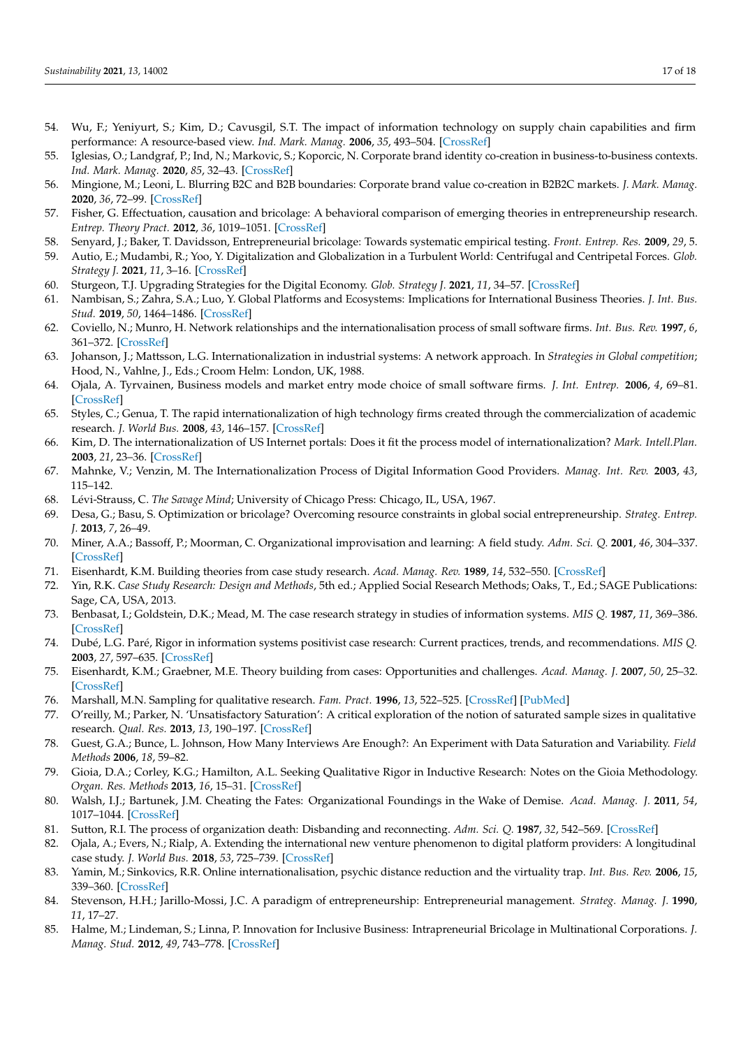54. Wu, F.; Yeniyurt, S.; Kim, D.; Cavusgil, S.T. The impact of information technology on supply chain capabilities and firm performance: A resource-based view. *Ind. Mark. Manag.* **2006**, *35*, 493–504. [CrossRef]
55. Iglesias, O.; Landgraf, P.; Ind, N.; Markovic, S.; Koporcic, N. Corporate brand identity co-creation in business-to-business contexts. *Ind. Mark. Manag.* **2020**, *85*, 32–43. [CrossRef]
56. Mingione, M.; Leoni, L. Blurring B2C and B2B boundaries: Corporate brand value co-creation in B2B2C markets. *J. Mark. Manag.* **2020**, *36*, 72–99. [CrossRef]
57. Fisher, G. Effectuation, causation and bricolage: A behavioral comparison of emerging theories in entrepreneurship research. *Entrep. Theory Pract.* **2012**, *36*, 1019–1051. [CrossRef]
58. Senyard, J.; Baker, T. Davidsson, Entrepreneurial bricolage: Towards systematic empirical testing. *Front. Entrep. Res.* **2009**, *29*, 5.
59. Autio, E.; Mudambi, R.; Yoo, Y. Digitalization and Globalization in a Turbulent World: Centrifugal and Centripetal Forces. *Glob. Strategy J.* **2021**, *11*, 3–16. [CrossRef]
60. Sturgeon, T.J. Upgrading Strategies for the Digital Economy. *Glob. Strategy J.* **2021**, *11*, 34–57. [CrossRef]
61. Nambisan, S.; Zahra, S.A.; Luo, Y. Global Platforms and Ecosystems: Implications for International Business Theories. *J. Int. Bus. Stud.* **2019**, *50*, 1464–1486. [CrossRef]
62. Coviello, N.; Munro, H. Network relationships and the internationalisation process of small software firms. *Int. Bus. Rev.* **1997**, *6*, 361–372. [CrossRef]
63. Johanson, J.; Mattsson, L.G. Internationalization in industrial systems: A network approach. In *Strategies in Global competition*; Hood, N., Vahlne, J., Eds.; Croom Helm: London, UK, 1988.
64. Ojala, A. Tyrvainen, Business models and market entry mode choice of small software firms. *J. Int. Entrep.* **2006**, *4*, 69–81. [CrossRef]
65. Styles, C.; Genua, T. The rapid internationalization of high technology firms created through the commercialization of academic research. *J. World Bus.* **2008**, *43*, 146–157. [CrossRef]
66. Kim, D. The internationalization of US Internet portals: Does it fit the process model of internationalization? *Mark. Intell.Plan.* **2003**, *21*, 23–36. [CrossRef]
67. Mahnke, V.; Venzin, M. The Internationalization Process of Digital Information Good Providers. *Manag. Int. Rev.* **2003**, *43*, 115–142.
68. Lévi-Strauss, C. *The Savage Mind*; University of Chicago Press: Chicago, IL, USA, 1967.
69. Desa, G.; Basu, S. Optimization or bricolage? Overcoming resource constraints in global social entrepreneurship. *Strateg. Entrep. J.* **2013**, *7*, 26–49.
70. Miner, A.A.; Bassoff, P.; Moorman, C. Organizational improvisation and learning: A field study. *Adm. Sci. Q.* **2001**, *46*, 304–337. [CrossRef]
71. Eisenhardt, K.M. Building theories from case study research. *Acad. Manag. Rev.* **1989**, *14*, 532–550. [CrossRef]
72. Yin, R.K. *Case Study Research: Design and Methods*, 5th ed.; Applied Social Research Methods; Oaks, T., Ed.; SAGE Publications: Sage, CA, USA, 2013.
73. Benbasat, I.; Goldstein, D.K.; Mead, M. The case research strategy in studies of information systems. *MIS Q.* **1987**, *11*, 369–386. [CrossRef]
74. Dubé, L.G. Paré, Rigor in information systems positivist case research: Current practices, trends, and recommendations. *MIS Q.* **2003**, *27*, 597–635. [CrossRef]
75. Eisenhardt, K.M.; Graebner, M.E. Theory building from cases: Opportunities and challenges. *Acad. Manag. J.* **2007**, *50*, 25–32. [CrossRef]
76. Marshall, M.N. Sampling for qualitative research. *Fam. Pract.* **1996**, *13*, 522–525. [CrossRef] [PubMed]
77. O'reilly, M.; Parker, N. 'Unsatisfactory Saturation': A critical exploration of the notion of saturated sample sizes in qualitative research. *Qual. Res.* **2013**, *13*, 190–197. [CrossRef]
78. Guest, G.A.; Bunce, L. Johnson, How Many Interviews Are Enough?: An Experiment with Data Saturation and Variability. *Field Methods* **2006**, *18*, 59–82.
79. Gioia, D.A.; Corley, K.G.; Hamilton, A.L. Seeking Qualitative Rigor in Inductive Research: Notes on the Gioia Methodology. *Organ. Res. Methods* **2013**, *16*, 15–31. [CrossRef]
80. Walsh, I.J.; Bartunek, J.M. Cheating the Fates: Organizational Foundings in the Wake of Demise. *Acad. Manag. J.* **2011**, *54*, 1017–1044. [CrossRef]
81. Sutton, R.I. The process of organization death: Disbanding and reconnecting. *Adm. Sci. Q.* **1987**, *32*, 542–569. [CrossRef]
82. Ojala, A.; Evers, N.; Rialp, A. Extending the international new venture phenomenon to digital platform providers: A longitudinal case study. *J. World Bus.* **2018**, *53*, 725–739. [CrossRef]
83. Yamin, M.; Sinkovics, R.R. Online internationalisation, psychic distance reduction and the virtuality trap. *Int. Bus. Rev.* **2006**, *15*, 339–360. [CrossRef]
84. Stevenson, H.H.; Jarillo-Mossi, J.C. A paradigm of entrepreneurship: Entrepreneurial management. *Strateg. Manag. J.* **1990**, *11*, 17–27.
85. Halme, M.; Lindeman, S.; Linna, P. Innovation for Inclusive Business: Intrapreneurial Bricolage in Multinational Corporations. *J. Manag. Stud.* **2012**, *49*, 743–778. [CrossRef]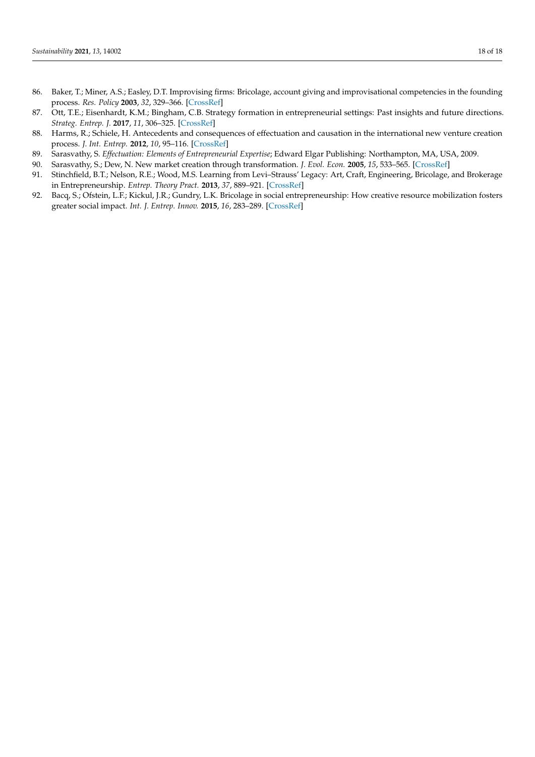86. Baker, T.; Miner, A.S.; Easley, D.T. Improvising firms: Bricolage, account giving and improvisational competencies in the founding process. *Res. Policy* **2003**, *32*, 329–366. [CrossRef]
87. Ott, T.E.; Eisenhardt, K.M.; Bingham, C.B. Strategy formation in entrepreneurial settings: Past insights and future directions. *Strateg. Entrep. J.* **2017**, *11*, 306–325. [CrossRef]
88. Harms, R.; Schiele, H. Antecedents and consequences of effectuation and causation in the international new venture creation process. *J. Int. Entrep.* **2012**, *10*, 95–116. [CrossRef]
89. Sarasvathy, S. *Effectuation: Elements of Entrepreneurial Expertise*; Edward Elgar Publishing: Northampton, MA, USA, 2009.
90. Sarasvathy, S.; Dew, N. New market creation through transformation. *J. Evol. Econ.* **2005**, *15*, 533–565. [CrossRef]
91. Stinchfield, B.T.; Nelson, R.E.; Wood, M.S. Learning from Levi–Strauss' Legacy: Art, Craft, Engineering, Bricolage, and Brokerage in Entrepreneurship. *Entrep. Theory Pract.* **2013**, *37*, 889–921. [CrossRef]
92. Bacq, S.; Ofstein, L.F.; Kickul, J.R.; Gundry, L.K. Bricolage in social entrepreneurship: How creative resource mobilization fosters greater social impact. *Int. J. Entrep. Innov.* **2015**, *16*, 283–289. [CrossRef]